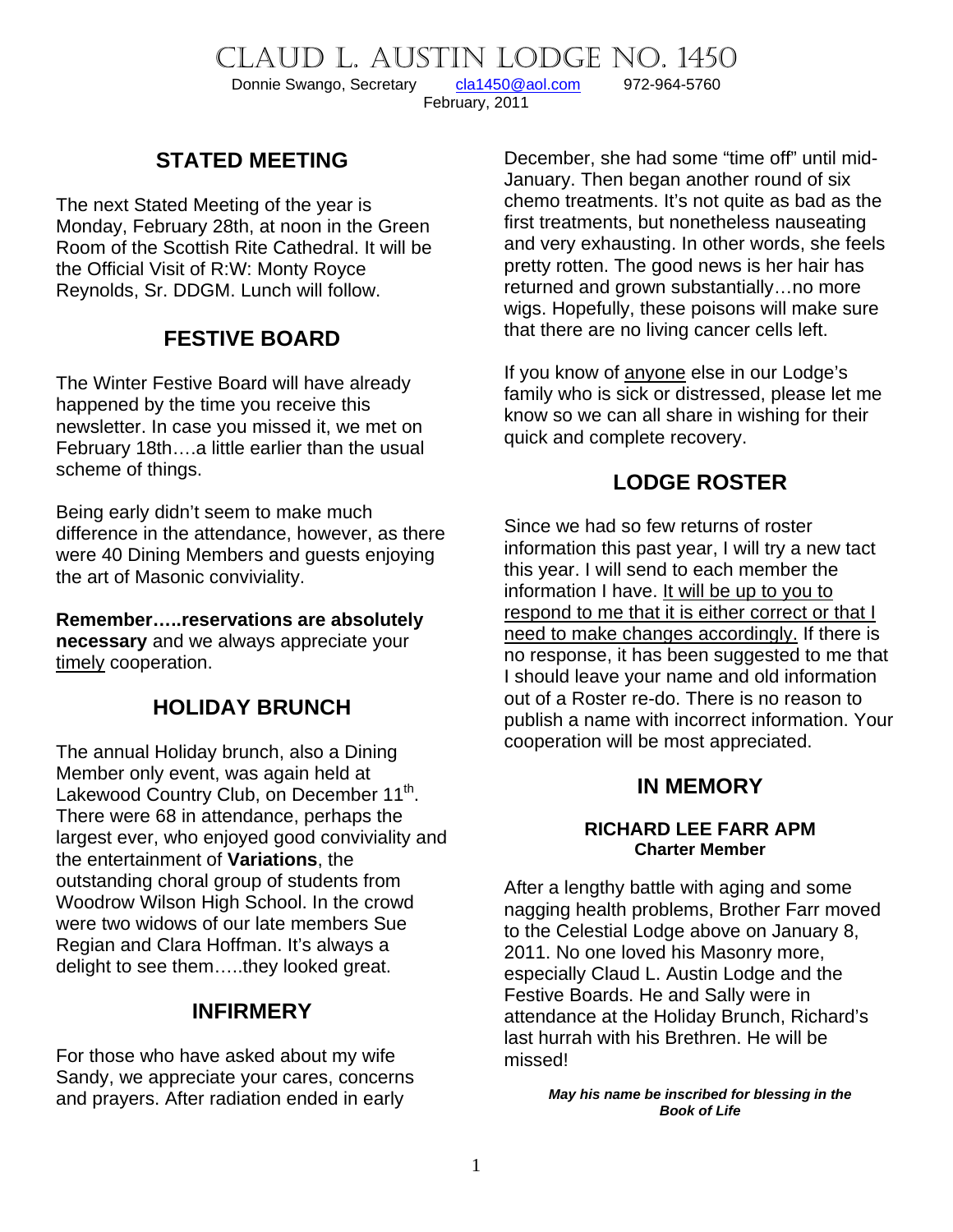# CLAUD L. AUSTIN LODGE NO. 1450

Donnie Swango, Secretary cla1450@aol.com 972-964-5760

February, 2011

## STATED MEETING

The next Stated Meeting of the year is Monday, February 28th, at noon in the Green Room of the Scottish Rite Cathedral. It will be the Official Visit of R:W: Monty Royce Reynolds, Sr. DDGM. Lunch will follow.

## FESTIVE BOARD

The Winter Festive Board will have already happened by the time you receive this newsletter. In case you missed it, we met on February 18th….a little earlier than the usual scheme of things.

Being early didn't seem to make much difference in the attendance, however, as there were 40 Dining Members and guests enjoying the art of Masonic conviviality.

**Remember…..reservations are absolutely necessary** and we always appreciate your timely cooperation.

## HOLIDAY BRUNCH

The annual Holiday brunch, also a Dining Member only event, was again held at Lakewood Country Club, on December 11th. There were 68 in attendance, perhaps the largest ever, who enjoyed good conviviality and the entertainment of **Variations**, the outstanding choral group of students from Woodrow Wilson High School. In the crowd were two widows of our late members Sue Regian and Clara Hoffman. It's always a delight to see them…..they looked great.

## INFIRMERY

For those who have asked about my wife Sandy, we appreciate your cares, concerns and prayers. After radiation ended in early December, she had some "time off" until mid-January. Then began another round of six chemo treatments. It's not quite as bad as the first treatments, but nonetheless nauseating and very exhausting. In other words, she feels pretty rotten. The good news is her hair has returned and grown substantially…no more wigs. Hopefully, these poisons will make sure that there are no living cancer cells left.

If you know of anyone else in our Lodge's family who is sick or distressed, please let me know so we can all share in wishing for their quick and complete recovery.

## LODGE ROSTER

Since we had so few returns of roster information this past year, I will try a new tact this year. I will send to each member the information I have. It will be up to you to respond to me that it is either correct or that I need to make changes accordingly. If there is no response, it has been suggested to me that I should leave your name and old information out of a Roster re-do. There is no reason to publish a name with incorrect information. Your cooperation will be most appreciated.

## IN MEMORY

### RICHARD LEE FARR APM
**Charter Member**

After a lengthy battle with aging and some nagging health problems, Brother Farr moved to the Celestial Lodge above on January 8, 2011. No one loved his Masonry more, especially Claud L. Austin Lodge and the Festive Boards. He and Sally were in attendance at the Holiday Brunch, Richard's last hurrah with his Brethren. He will be missed!

***May his name be inscribed for blessing in the Book of Life***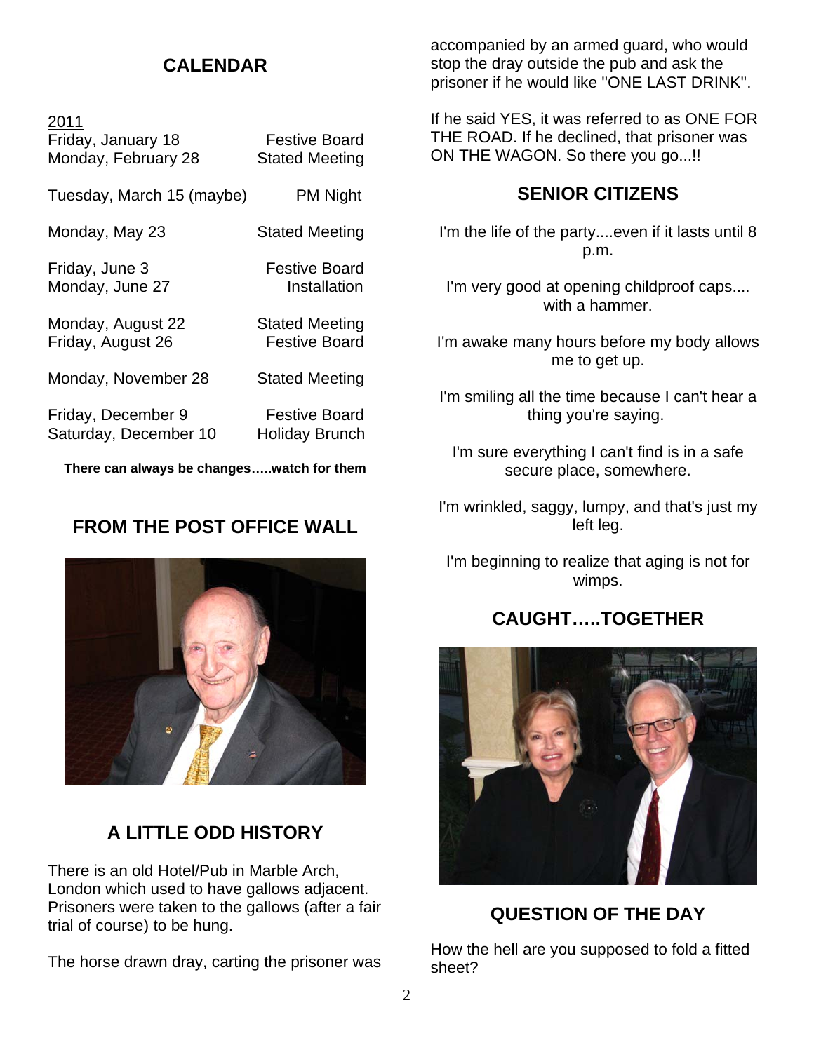## CALENDAR

| | |
|---|---|
| 2011 | |
| Friday, January 18 | Festive Board |
| Monday, February 28 | Stated Meeting |
| Tuesday, March 15 (maybe) | PM Night |
| Monday, May 23 | Stated Meeting |
| Friday, June 3 | Festive Board |
| Monday, June 27 | Installation |
| Monday, August 22 | Stated Meeting |
| Friday, August 26 | Festive Board |
| Monday, November 28 | Stated Meeting |
| Friday, December 9 | Festive Board |
| Saturday, December 10 | Holiday Brunch |

**There can always be changes…..watch for them**

## FROM THE POST OFFICE WALL

## A LITTLE ODD HISTORY

There is an old Hotel/Pub in Marble Arch, London which used to have gallows adjacent. Prisoners were taken to the gallows (after a fair trial of course) to be hung.

The horse drawn dray, carting the prisoner was accompanied by an armed guard, who would stop the dray outside the pub and ask the prisoner if he would like "ONE LAST DRINK".

If he said YES, it was referred to as ONE FOR THE ROAD. If he declined, that prisoner was ON THE WAGON. So there you go...!!

## SENIOR CITIZENS

I'm the life of the party....even if it lasts until 8 p.m.

I'm very good at opening childproof caps.... with a hammer.

I'm awake many hours before my body allows me to get up.

I'm smiling all the time because I can't hear a thing you're saying.

I'm sure everything I can't find is in a safe secure place, somewhere.

I'm wrinkled, saggy, lumpy, and that's just my left leg.

I'm beginning to realize that aging is not for wimps.

## CAUGHT…..TOGETHER

## QUESTION OF THE DAY

How the hell are you supposed to fold a fitted sheet?